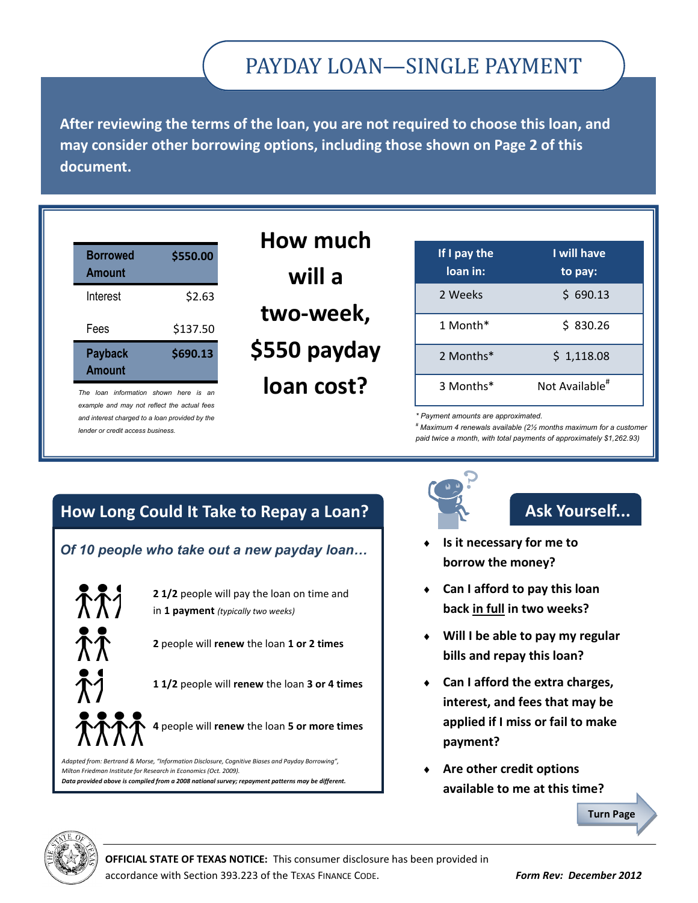# PAYDAY LOAN—SINGLE PAYMENT

**After reviewing the terms of the loan, you are not required to choose this loan, and may consider other borrowing options, including those shown on Page 2 of this document.**

| Borrowed Amount | $550.00 |
|---|---|
| Interest | $2.63 |
| Fees | $137.50 |
| **Payback Amount** | **$690.13** |

*The loan information shown here is an example and may not reflect the actual fees and interest charged to a loan provided by the lender or credit access business.*

## How much will a two-week, $550 payday loan cost?

| If I pay the loan in: | I will have to pay: |
|---|---|
| 2 Weeks | $ 690.13 |
| 1 Month* | $ 830.26 |
| 2 Months* | $ 1,118.08 |
| 3 Months* | Not Available# |

*\* Payment amounts are approximated.*

*# Maximum 4 renewals available (2½ months maximum for a customer paid twice a month, with total payments of approximately $1,262.93)*

## How Long Could It Take to Repay a Loan?

***Of 10 people who take out a new payday loan…***

- **2 1/2** people will pay the loan on time and in **1 payment** *(typically two weeks)*
- **2** people will **renew** the loan **1 or 2 times**
- **1 1/2** people will **renew** the loan **3 or 4 times**
- **4** people will **renew** the loan **5 or more times**

*Adapted from: Bertrand & Morse, "Information Disclosure, Cognitive Biases and Payday Borrowing", Milton Friedman Institute for Research in Economics (Oct. 2009).*

***Data provided above is compiled from a 2008 national survey; repayment patterns may be different.***

## Ask Yourself...

- **Is it necessary for me to borrow the money?**
- **Can I afford to pay this loan back <u>in full</u> in two weeks?**
- **Will I be able to pay my regular bills and repay this loan?**
- **Can I afford the extra charges, interest, and fees that may be applied if I miss or fail to make payment?**
- **Are other credit options available to me at this time?**

**Turn Page**

**OFFICIAL STATE OF TEXAS NOTICE:** This consumer disclosure has been provided in accordance with Section 393.223 of the TEXAS FINANCE CODE.

***Form Rev: December 2012***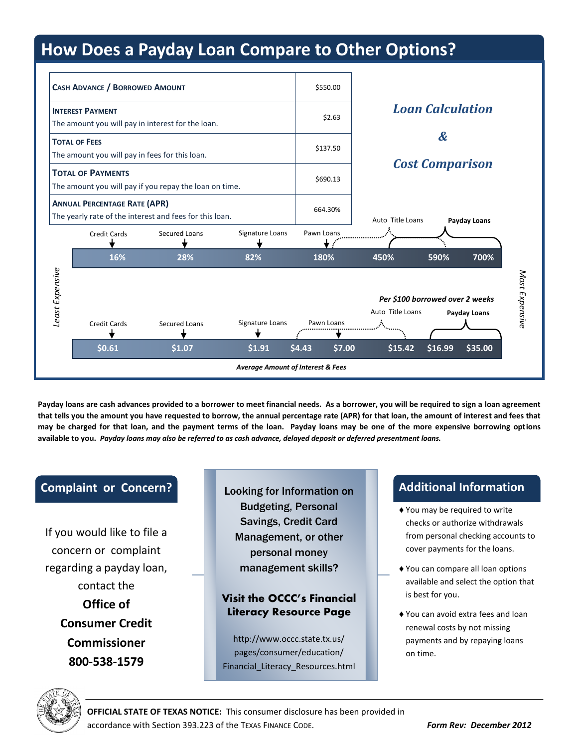# How Does a Payday Loan Compare to Other Options?

| | |
|---|---|
| **CASH ADVANCE / BORROWED AMOUNT** | $550.00 |
| **INTEREST PAYMENT**<br>The amount you will pay in interest for the loan. | $2.63 |
| **TOTAL OF FEES**<br>The amount you will pay in fees for this loan. | $137.50 |
| **TOTAL OF PAYMENTS**<br>The amount you will pay if you repay the loan on time. | $690.13 |
| **ANNUAL PERCENTAGE RATE (APR)**<br>The yearly rate of the interest and fees for this loan. | 664.30% |

*Loan Calculation & Cost Comparison*

Least Expensive

Credit Cards 16%
Secured Loans 28%
Signature Loans 82%
Pawn Loans 180%
Auto Title Loans 450%
590%
Payday Loans 700%

*Per $100 borrowed over 2 weeks*

Credit Cards $0.61
Secured Loans $1.07
Signature Loans $1.91
Pawn Loans $4.43 $7.00
Auto Title Loans $15.42
Payday Loans $16.99 $35.00

***Average Amount of Interest & Fees***

Most Expensive

**Payday loans are cash advances provided to a borrower to meet financial needs. As a borrower, you will be required to sign a loan agreement that tells you the amount you have requested to borrow, the annual percentage rate (APR) for that loan, the amount of interest and fees that may be charged for that loan, and the payment terms of the loan. Payday loans may be one of the more expensive borrowing options available to you.** ***Payday loans may also be referred to as cash advance, delayed deposit or deferred presentment loans.***

## Complaint or Concern?

If you would like to file a concern or complaint regarding a payday loan, contact the

**Office of Consumer Credit Commissioner**
**800-538-1579**

**Looking for Information on Budgeting, Personal Savings, Credit Card Management, or other personal money management skills?**

**Visit the OCCC's Financial Literacy Resource Page**

http://www.occc.state.tx.us/pages/consumer/education/Financial_Literacy_Resources.html

## Additional Information

- You may be required to write checks or authorize withdrawals from personal checking accounts to cover payments for the loans.
- You can compare all loan options available and select the option that is best for you.
- You can avoid extra fees and loan renewal costs by not missing payments and by repaying loans on time.

**OFFICIAL STATE OF TEXAS NOTICE:** This consumer disclosure has been provided in accordance with Section 393.223 of the TEXAS FINANCE CODE.

***Form Rev: December 2012***